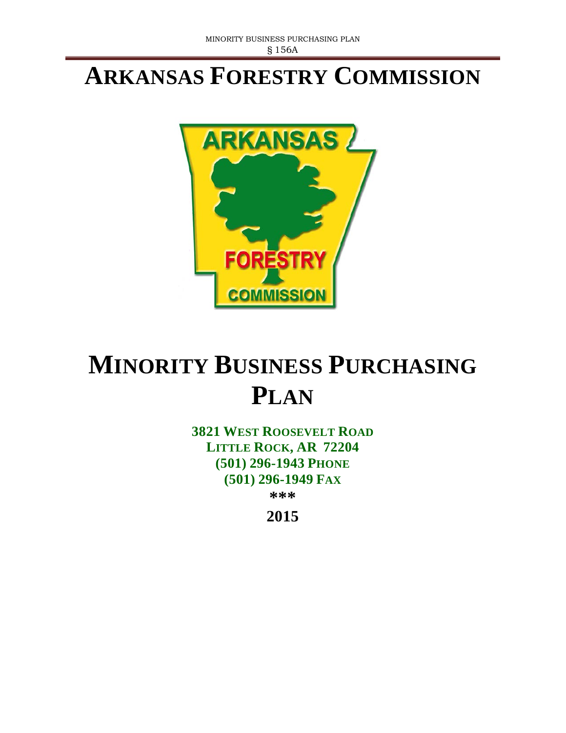# ARKANSAS FORESTRY COMMISSION

# MINORITY BUSINESS PURCHASING PLAN

**3821 WEST ROOSEVELT ROAD**
**LITTLE ROCK, AR 72204**
**(501) 296-1943 PHONE**
**(501) 296-1949 FAX**

***

**2015**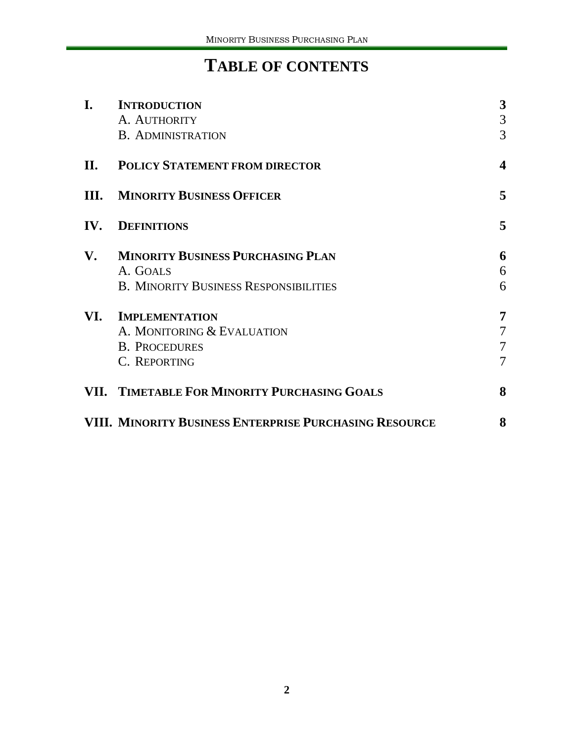# TABLE OF CONTENTS

| | | |
|---|---|---|
| **I.** | **INTRODUCTION** | **3** |
| | A. AUTHORITY | 3 |
| | B. ADMINISTRATION | 3 |
| **II.** | **POLICY STATEMENT FROM DIRECTOR** | **4** |
| **III.** | **MINORITY BUSINESS OFFICER** | **5** |
| **IV.** | **DEFINITIONS** | **5** |
| **V.** | **MINORITY BUSINESS PURCHASING PLAN** | **6** |
| | A. GOALS | 6 |
| | B. MINORITY BUSINESS RESPONSIBILITIES | 6 |
| **VI.** | **IMPLEMENTATION** | **7** |
| | A. MONITORING & EVALUATION | 7 |
| | B. PROCEDURES | 7 |
| | C. REPORTING | 7 |
| **VII.** | **TIMETABLE FOR MINORITY PURCHASING GOALS** | **8** |
| **VIII.** | **MINORITY BUSINESS ENTERPRISE PURCHASING RESOURCE** | **8** |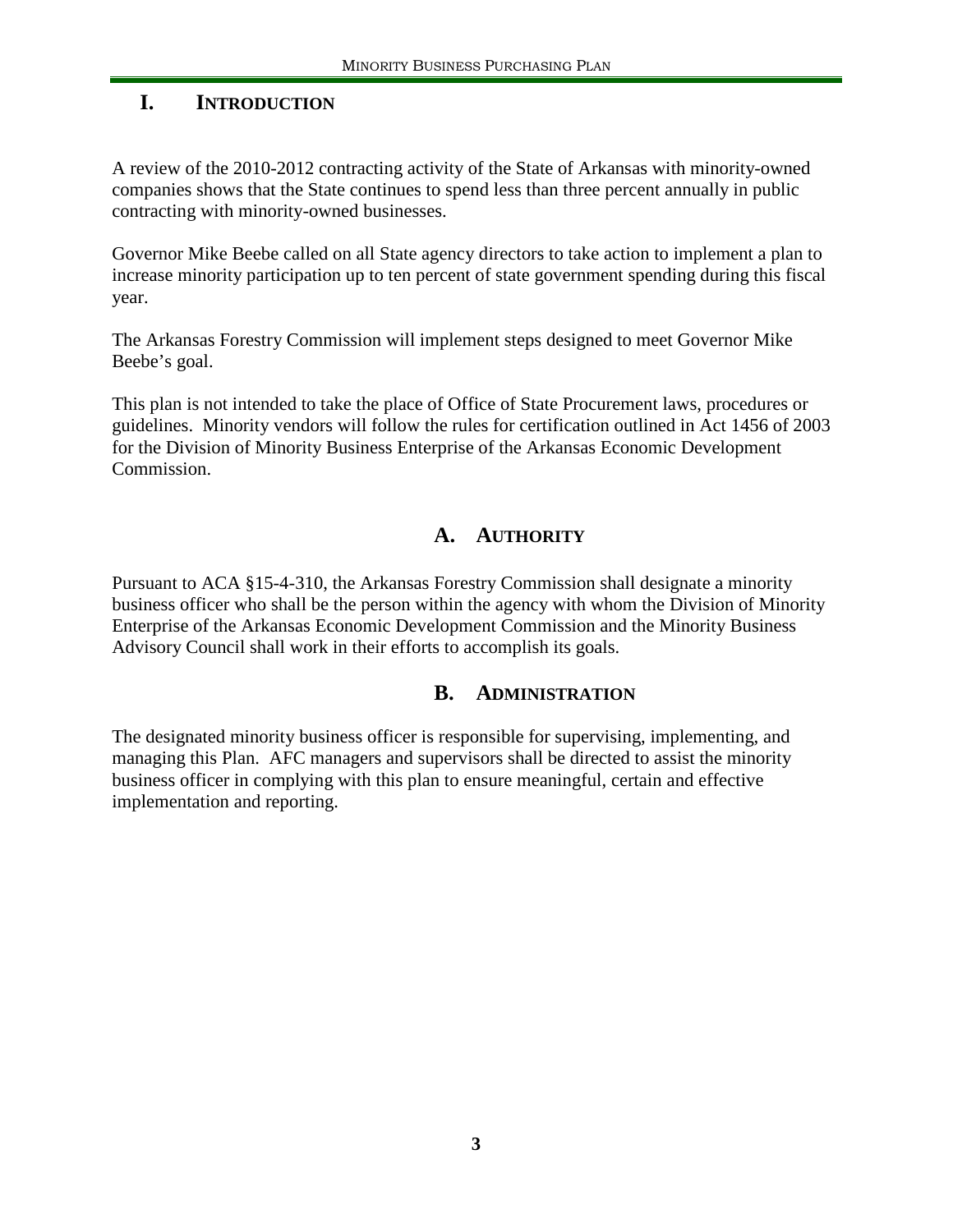# I. INTRODUCTION

A review of the 2010-2012 contracting activity of the State of Arkansas with minority-owned companies shows that the State continues to spend less than three percent annually in public contracting with minority-owned businesses.

Governor Mike Beebe called on all State agency directors to take action to implement a plan to increase minority participation up to ten percent of state government spending during this fiscal year.

The Arkansas Forestry Commission will implement steps designed to meet Governor Mike Beebe's goal.

This plan is not intended to take the place of Office of State Procurement laws, procedures or guidelines. Minority vendors will follow the rules for certification outlined in Act 1456 of 2003 for the Division of Minority Business Enterprise of the Arkansas Economic Development Commission.

## A. AUTHORITY

Pursuant to ACA §15-4-310, the Arkansas Forestry Commission shall designate a minority business officer who shall be the person within the agency with whom the Division of Minority Enterprise of the Arkansas Economic Development Commission and the Minority Business Advisory Council shall work in their efforts to accomplish its goals.

## B. ADMINISTRATION

The designated minority business officer is responsible for supervising, implementing, and managing this Plan. AFC managers and supervisors shall be directed to assist the minority business officer in complying with this plan to ensure meaningful, certain and effective implementation and reporting.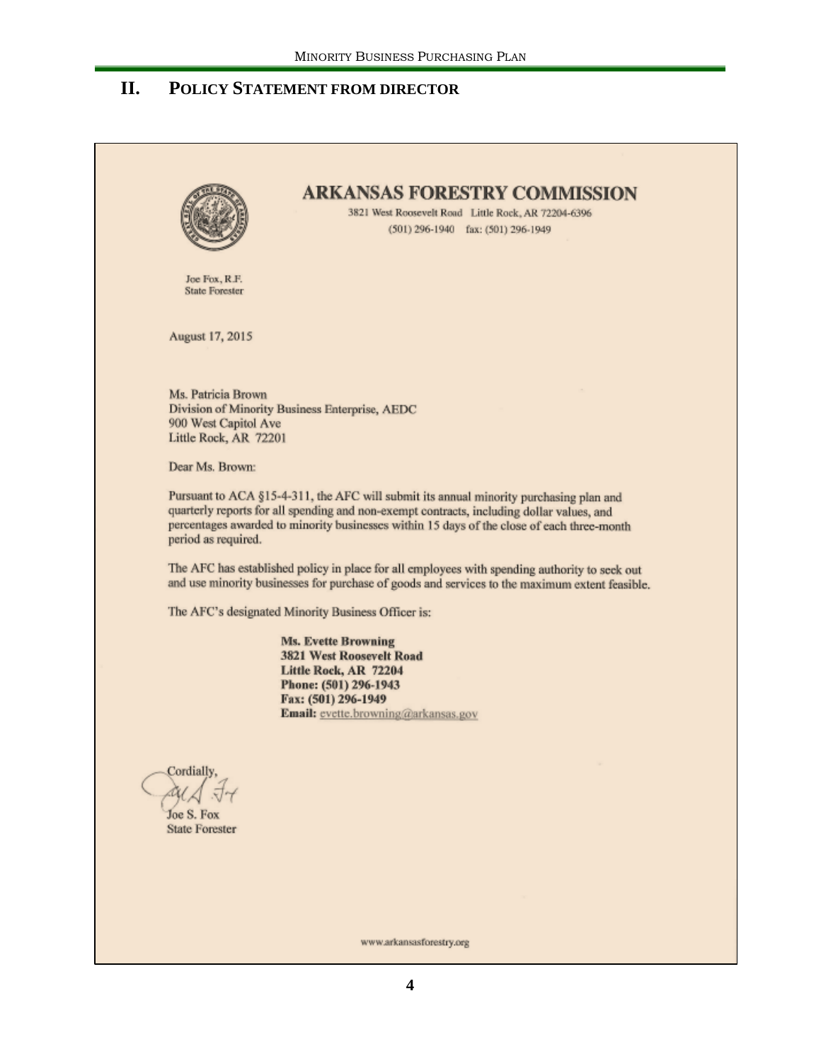## II. POLICY STATEMENT FROM DIRECTOR

**ARKANSAS FORESTRY COMMISSION**

3821 West Roosevelt Road Little Rock, AR 72204-6396
(501) 296-1940 fax: (501) 296-1949

Joe Fox, R.F.
State Forester

August 17, 2015

Ms. Patricia Brown
Division of Minority Business Enterprise, AEDC
900 West Capitol Ave
Little Rock, AR 72201

Dear Ms. Brown:

Pursuant to ACA §15-4-311, the AFC will submit its annual minority purchasing plan and quarterly reports for all spending and non-exempt contracts, including dollar values, and percentages awarded to minority businesses within 15 days of the close of each three-month period as required.

The AFC has established policy in place for all employees with spending authority to seek out and use minority businesses for purchase of goods and services to the maximum extent feasible.

The AFC's designated Minority Business Officer is:

**Ms. Evette Browning**
**3821 West Roosevelt Road**
**Little Rock, AR 72204**
**Phone: (501) 296-1943**
**Fax: (501) 296-1949**
**Email:** evette.browning@arkansas.gov

Cordially,

Joe S. Fox
State Forester

www.arkansasforestry.org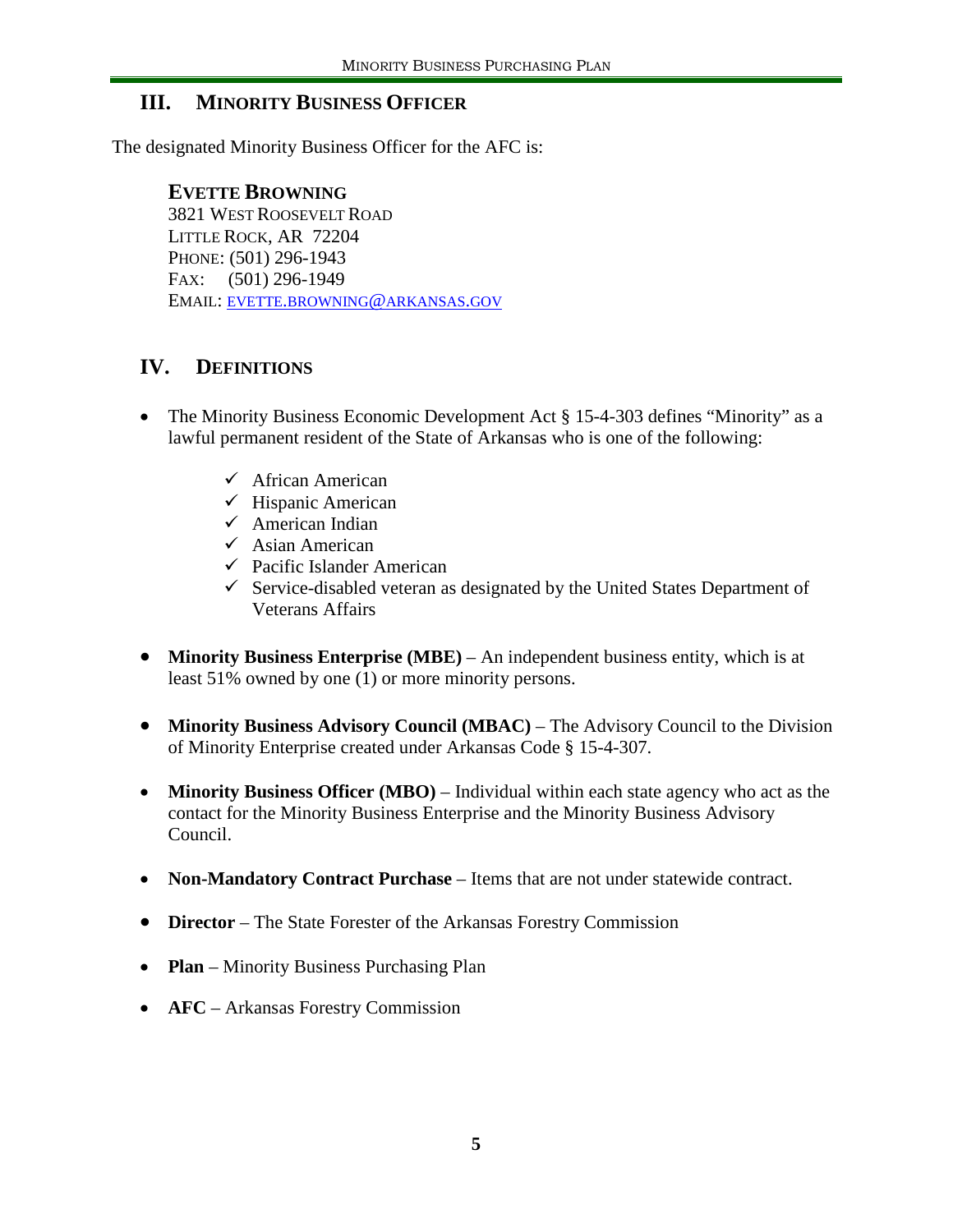## III. Minority Business Officer

The designated Minority Business Officer for the AFC is:

**Evette Browning**
3821 West Roosevelt Road
Little Rock, AR 72204
Phone: (501) 296-1943
Fax: (501) 296-1949
Email: [evette.browning@arkansas.gov](mailto:evette.browning@arkansas.gov)

## IV. Definitions

- The Minority Business Economic Development Act § 15-4-303 defines "Minority" as a lawful permanent resident of the State of Arkansas who is one of the following:
  - ✓ African American
  - ✓ Hispanic American
  - ✓ American Indian
  - ✓ Asian American
  - ✓ Pacific Islander American
  - ✓ Service-disabled veteran as designated by the United States Department of Veterans Affairs
- **Minority Business Enterprise (MBE)** – An independent business entity, which is at least 51% owned by one (1) or more minority persons.
- **Minority Business Advisory Council (MBAC)** – The Advisory Council to the Division of Minority Enterprise created under Arkansas Code § 15-4-307.
- **Minority Business Officer (MBO)** – Individual within each state agency who act as the contact for the Minority Business Enterprise and the Minority Business Advisory Council.
- **Non-Mandatory Contract Purchase** – Items that are not under statewide contract.
- **Director** – The State Forester of the Arkansas Forestry Commission
- **Plan** – Minority Business Purchasing Plan
- **AFC** – Arkansas Forestry Commission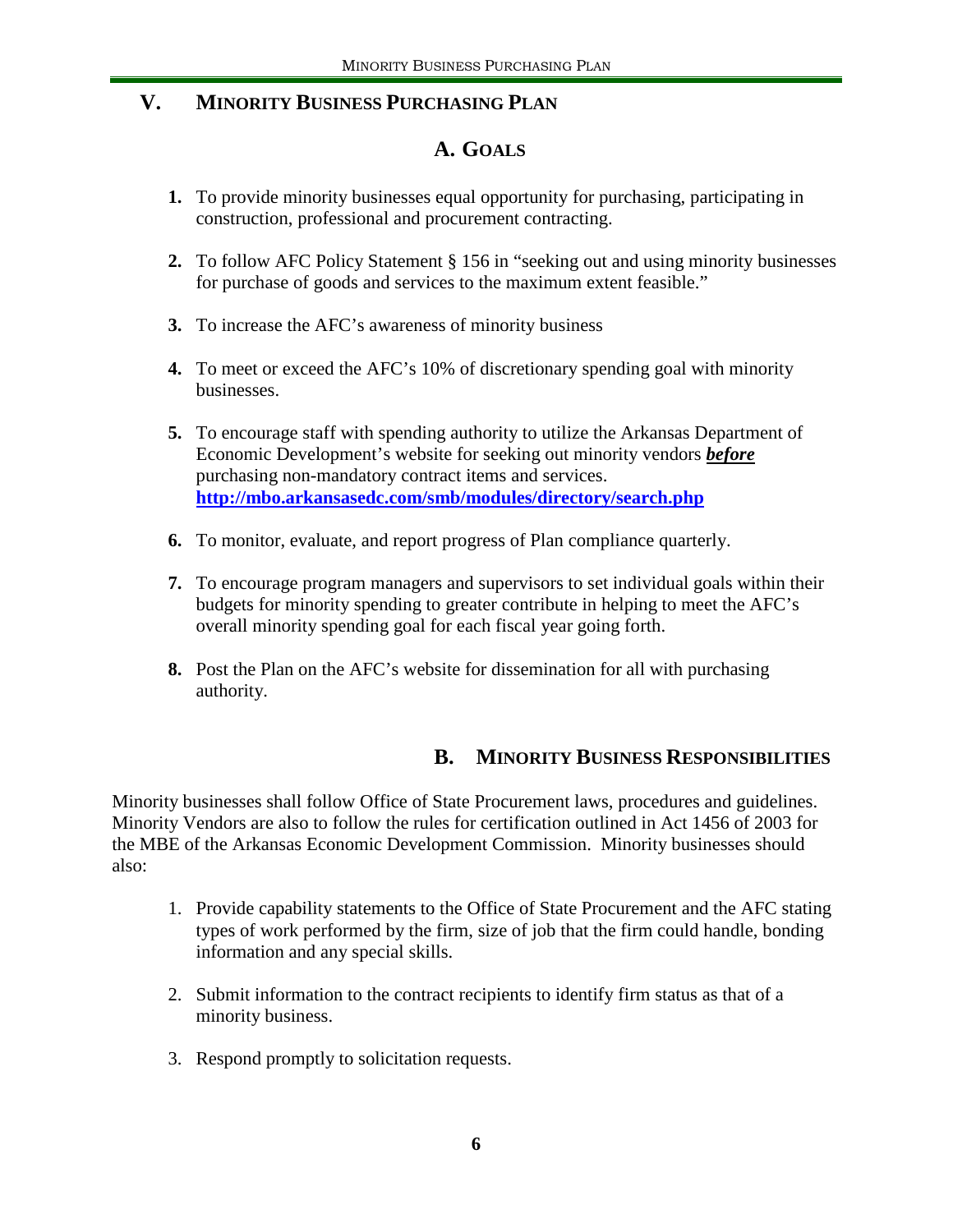## V. Minority Business Purchasing Plan

### A. Goals

1. To provide minority businesses equal opportunity for purchasing, participating in construction, professional and procurement contracting.

2. To follow AFC Policy Statement § 156 in "seeking out and using minority businesses for purchase of goods and services to the maximum extent feasible."

3. To increase the AFC's awareness of minority business

4. To meet or exceed the AFC's 10% of discretionary spending goal with minority businesses.

5. To encourage staff with spending authority to utilize the Arkansas Department of Economic Development's website for seeking out minority vendors ***before*** purchasing non-mandatory contract items and services. **http://mbo.arkansasedc.com/smb/modules/directory/search.php**

6. To monitor, evaluate, and report progress of Plan compliance quarterly.

7. To encourage program managers and supervisors to set individual goals within their budgets for minority spending to greater contribute in helping to meet the AFC's overall minority spending goal for each fiscal year going forth.

8. Post the Plan on the AFC's website for dissemination for all with purchasing authority.

### B. Minority Business Responsibilities

Minority businesses shall follow Office of State Procurement laws, procedures and guidelines. Minority Vendors are also to follow the rules for certification outlined in Act 1456 of 2003 for the MBE of the Arkansas Economic Development Commission. Minority businesses should also:

1. Provide capability statements to the Office of State Procurement and the AFC stating types of work performed by the firm, size of job that the firm could handle, bonding information and any special skills.

2. Submit information to the contract recipients to identify firm status as that of a minority business.

3. Respond promptly to solicitation requests.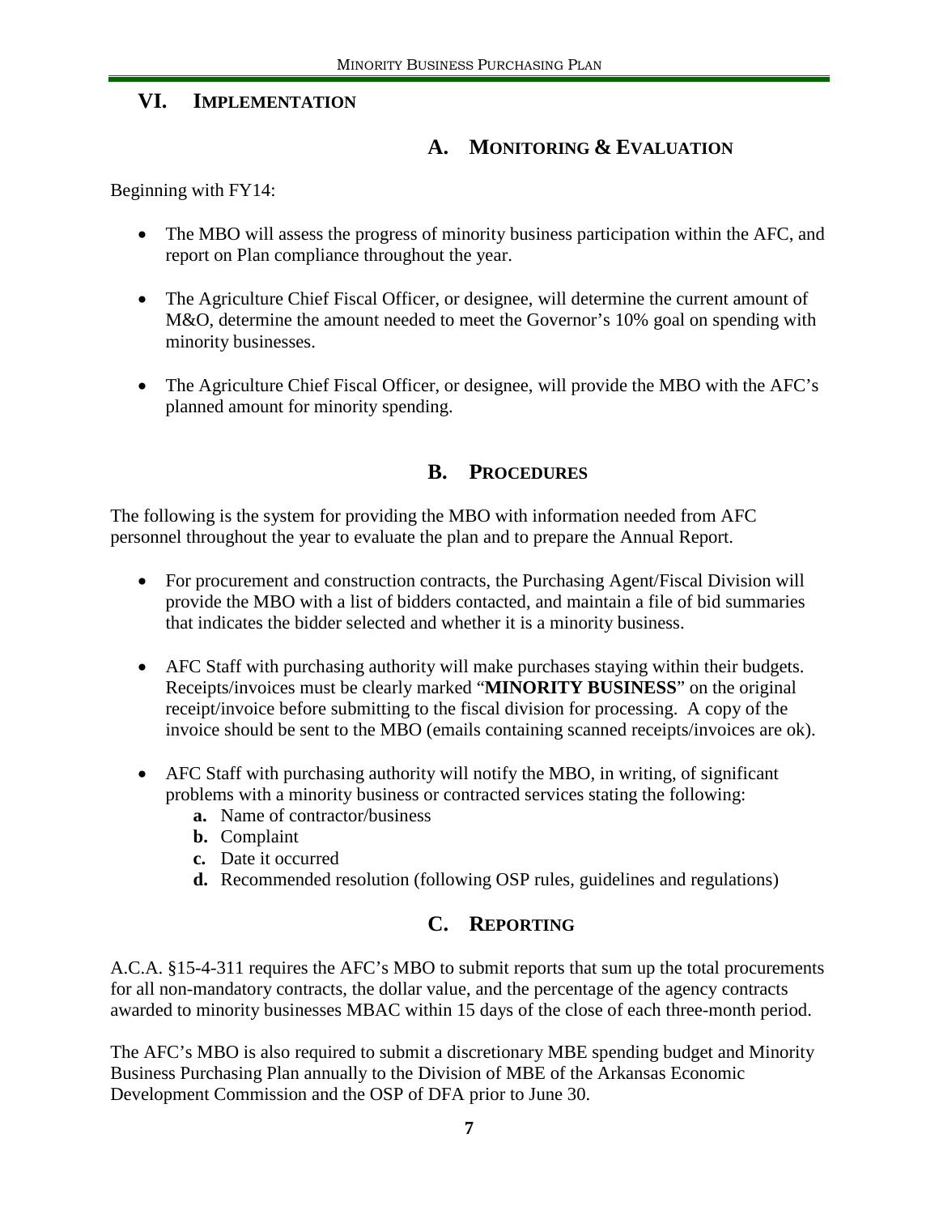## VI. IMPLEMENTATION

### A. MONITORING & EVALUATION

Beginning with FY14:

- The MBO will assess the progress of minority business participation within the AFC, and report on Plan compliance throughout the year.
- The Agriculture Chief Fiscal Officer, or designee, will determine the current amount of M&O, determine the amount needed to meet the Governor's 10% goal on spending with minority businesses.
- The Agriculture Chief Fiscal Officer, or designee, will provide the MBO with the AFC's planned amount for minority spending.

### B. PROCEDURES

The following is the system for providing the MBO with information needed from AFC personnel throughout the year to evaluate the plan and to prepare the Annual Report.

- For procurement and construction contracts, the Purchasing Agent/Fiscal Division will provide the MBO with a list of bidders contacted, and maintain a file of bid summaries that indicates the bidder selected and whether it is a minority business.
- AFC Staff with purchasing authority will make purchases staying within their budgets. Receipts/invoices must be clearly marked "**MINORITY BUSINESS**" on the original receipt/invoice before submitting to the fiscal division for processing. A copy of the invoice should be sent to the MBO (emails containing scanned receipts/invoices are ok).
- AFC Staff with purchasing authority will notify the MBO, in writing, of significant problems with a minority business or contracted services stating the following:
    - **a.** Name of contractor/business
    - **b.** Complaint
    - **c.** Date it occurred
    - **d.** Recommended resolution (following OSP rules, guidelines and regulations)

### C. REPORTING

A.C.A. §15-4-311 requires the AFC's MBO to submit reports that sum up the total procurements for all non-mandatory contracts, the dollar value, and the percentage of the agency contracts awarded to minority businesses MBAC within 15 days of the close of each three-month period.

The AFC's MBO is also required to submit a discretionary MBE spending budget and Minority Business Purchasing Plan annually to the Division of MBE of the Arkansas Economic Development Commission and the OSP of DFA prior to June 30.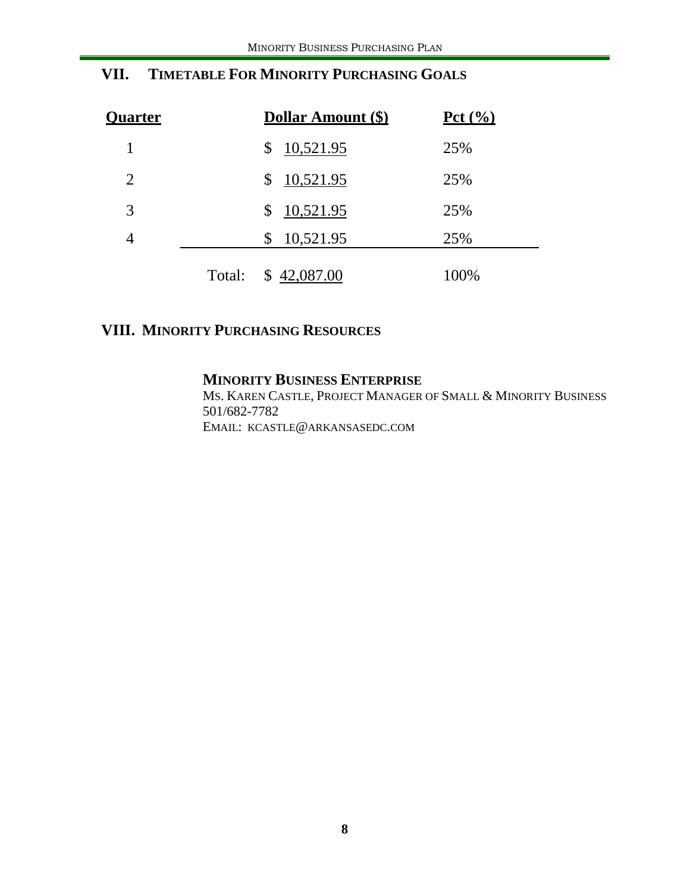## VII. TIMETABLE FOR MINORITY PURCHASING GOALS

| Quarter | | Dollar Amount ($) | Pct (%) |
|---|---|---|---|
| 1 | | $ 10,521.95 | 25% |
| 2 | | $ 10,521.95 | 25% |
| 3 | | $ 10,521.95 | 25% |
| 4 | | $ 10,521.95 | 25% |
| | Total: | $ 42,087.00 | 100% |

## VIII. MINORITY PURCHASING RESOURCES

**MINORITY BUSINESS ENTERPRISE**
MS. KAREN CASTLE, PROJECT MANAGER OF SMALL & MINORITY BUSINESS
501/682-7782
EMAIL: KCASTLE@ARKANSASEDC.COM